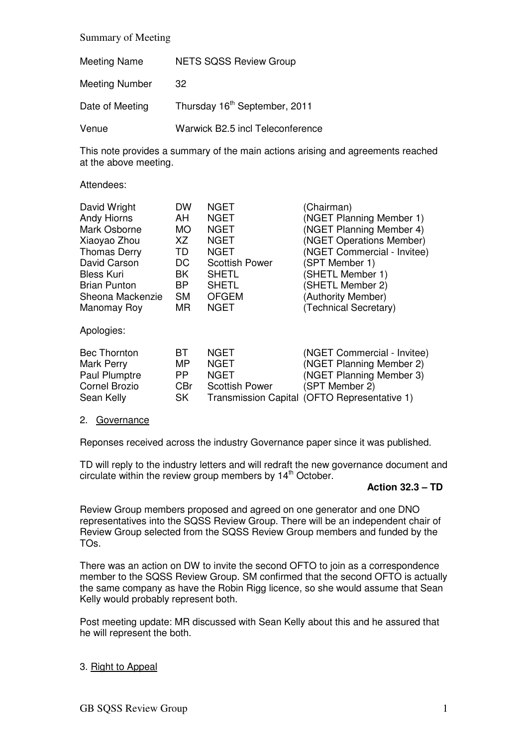Summary of Meeting

| | |
|---|---|
| Meeting Name | NETS SQSS Review Group |
| Meeting Number | 32 |
| Date of Meeting | Thursday 16th September, 2011 |
| Venue | Warwick B2.5 incl Teleconference |

This note provides a summary of the main actions arising and agreements reached at the above meeting.

Attendees:

| | | | |
|---|---|---|---|
| David Wright | DW | NGET | (Chairman) |
| Andy Hiorns | AH | NGET | (NGET Planning Member 1) |
| Mark Osborne | MO | NGET | (NGET Planning Member 4) |
| Xiaoyao Zhou | XZ | NGET | (NGET Operations Member) |
| Thomas Derry | TD | NGET | (NGET Commercial - Invitee) |
| David Carson | DC | Scottish Power | (SPT Member 1) |
| Bless Kuri | BK | SHETL | (SHETL Member 1) |
| Brian Punton | BP | SHETL | (SHETL Member 2) |
| Sheona Mackenzie | SM | OFGEM | (Authority Member) |
| Manomay Roy | MR | NGET | (Technical Secretary) |

Apologies:

| | | | |
|---|---|---|---|
| Bec Thornton | BT | NGET | (NGET Commercial - Invitee) |
| Mark Perry | MP | NGET | (NGET Planning Member 2) |
| Paul Plumptre | PP | NGET | (NGET Planning Member 3) |
| Cornel Brozio | CBr | Scottish Power | (SPT Member 2) |
| Sean Kelly | SK | Transmission Capital | (OFTO Representative 1) |

## 2. Governance

Reponses received across the industry Governance paper since it was published.

TD will reply to the industry letters and will redraft the new governance document and circulate within the review group members by 14th October.

**Action 32.3 – TD**

Review Group members proposed and agreed on one generator and one DNO representatives into the SQSS Review Group. There will be an independent chair of Review Group selected from the SQSS Review Group members and funded by the TOs.

There was an action on DW to invite the second OFTO to join as a correspondence member to the SQSS Review Group. SM confirmed that the second OFTO is actually the same company as have the Robin Rigg licence, so she would assume that Sean Kelly would probably represent both.

Post meeting update: MR discussed with Sean Kelly about this and he assured that he will represent the both.

## 3. Right to Appeal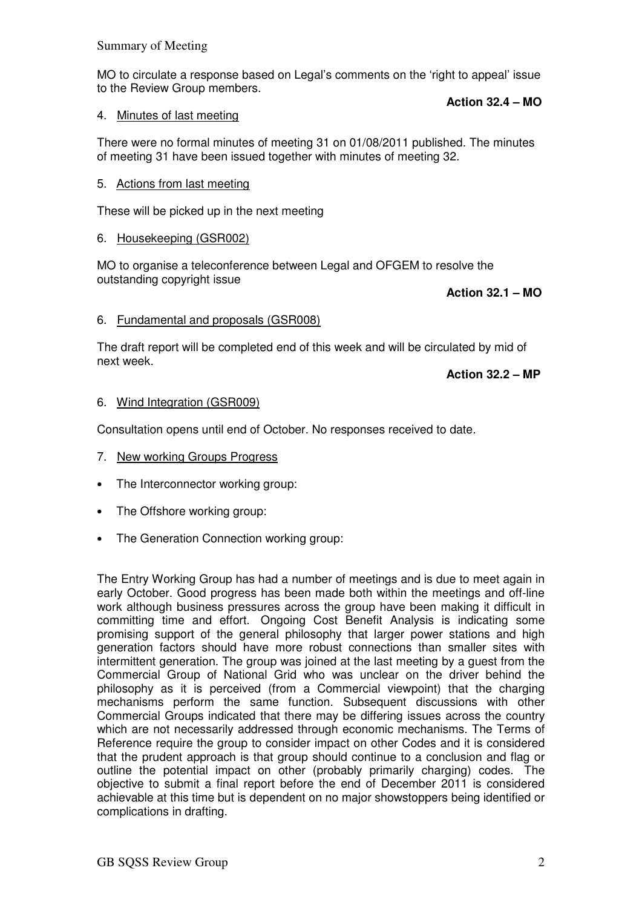MO to circulate a response based on Legal's comments on the 'right to appeal' issue to the Review Group members.

**Action 32.4 – MO**

4. Minutes of last meeting

There were no formal minutes of meeting 31 on 01/08/2011 published. The minutes of meeting 31 have been issued together with minutes of meeting 32.

5. Actions from last meeting

These will be picked up in the next meeting

6. Housekeeping (GSR002)

MO to organise a teleconference between Legal and OFGEM to resolve the outstanding copyright issue

**Action 32.1 – MO**

6. Fundamental and proposals (GSR008)

The draft report will be completed end of this week and will be circulated by mid of next week.

**Action 32.2 – MP**

6. Wind Integration (GSR009)

Consultation opens until end of October. No responses received to date.

7. New working Groups Progress

- The Interconnector working group:
- The Offshore working group:
- The Generation Connection working group:

The Entry Working Group has had a number of meetings and is due to meet again in early October. Good progress has been made both within the meetings and off-line work although business pressures across the group have been making it difficult in committing time and effort. Ongoing Cost Benefit Analysis is indicating some promising support of the general philosophy that larger power stations and high generation factors should have more robust connections than smaller sites with intermittent generation. The group was joined at the last meeting by a guest from the Commercial Group of National Grid who was unclear on the driver behind the philosophy as it is perceived (from a Commercial viewpoint) that the charging mechanisms perform the same function. Subsequent discussions with other Commercial Groups indicated that there may be differing issues across the country which are not necessarily addressed through economic mechanisms. The Terms of Reference require the group to consider impact on other Codes and it is considered that the prudent approach is that group should continue to a conclusion and flag or outline the potential impact on other (probably primarily charging) codes. The objective to submit a final report before the end of December 2011 is considered achievable at this time but is dependent on no major showstoppers being identified or complications in drafting.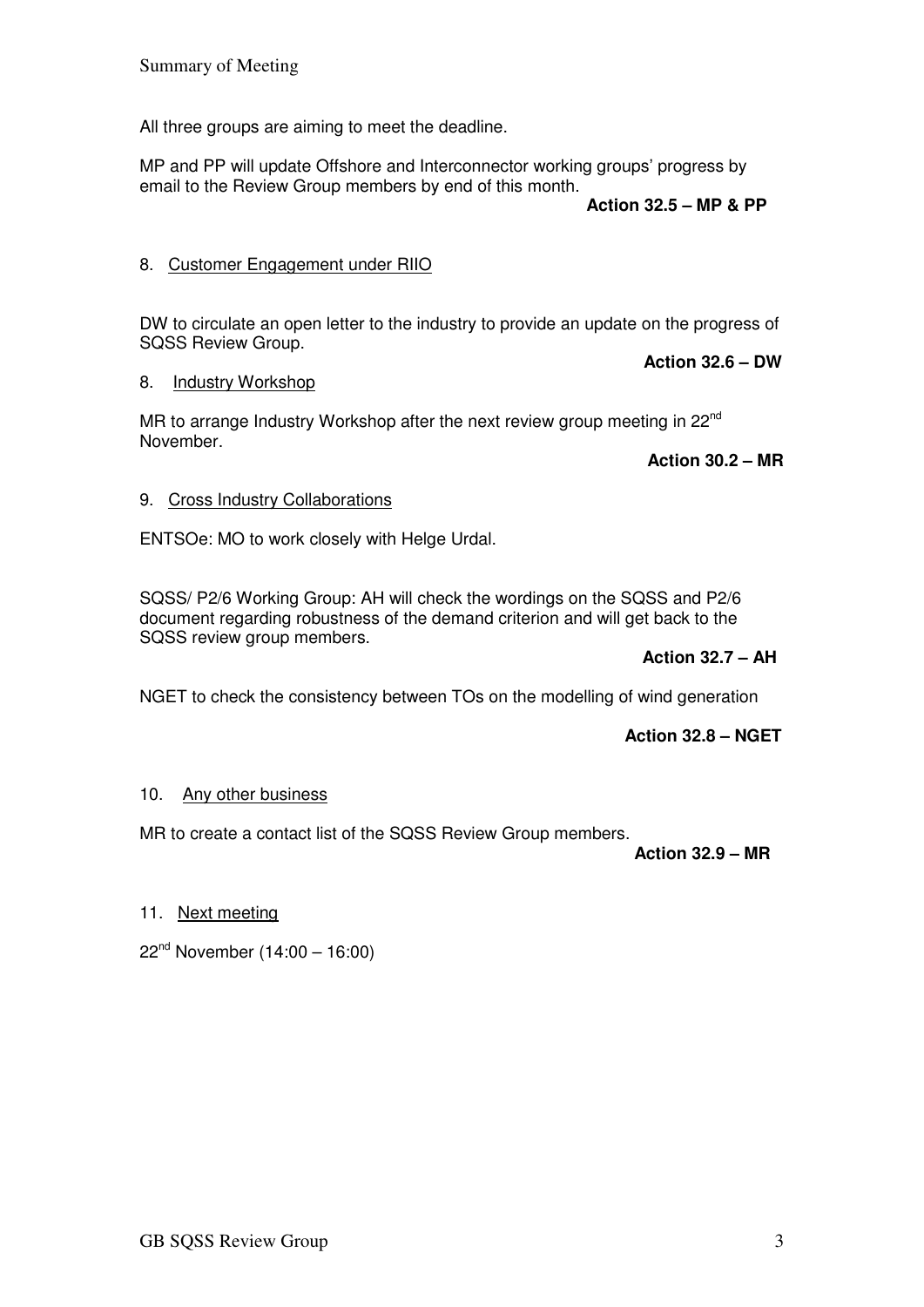All three groups are aiming to meet the deadline.

MP and PP will update Offshore and Interconnector working groups' progress by email to the Review Group members by end of this month.

**Action 32.5 – MP & PP**

8. <u>Customer Engagement under RIIO</u>

DW to circulate an open letter to the industry to provide an update on the progress of SQSS Review Group.

**Action 32.6 – DW**

8. <u>Industry Workshop</u>

MR to arrange Industry Workshop after the next review group meeting in 22nd November.

**Action 30.2 – MR**

9. <u>Cross Industry Collaborations</u>

ENTSOe: MO to work closely with Helge Urdal.

SQSS/ P2/6 Working Group: AH will check the wordings on the SQSS and P2/6 document regarding robustness of the demand criterion and will get back to the SQSS review group members.

**Action 32.7 – AH**

NGET to check the consistency between TOs on the modelling of wind generation

**Action 32.8 – NGET**

10. <u>Any other business</u>

MR to create a contact list of the SQSS Review Group members.

**Action 32.9 – MR**

11. <u>Next meeting</u>

22nd November (14:00 – 16:00)